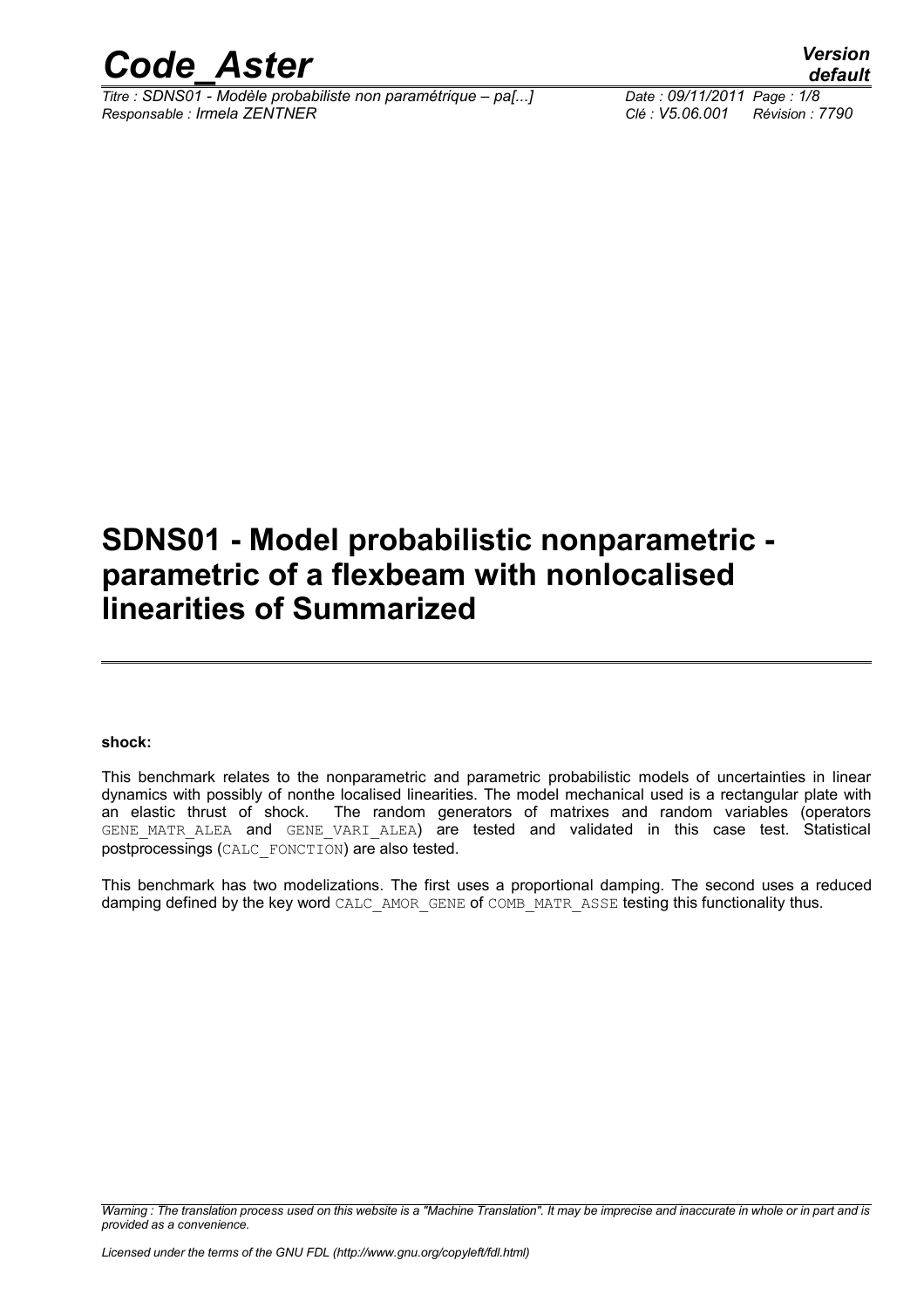# SDNS01 - Model probabilistic nonparametric - parametric of a flexbeam with nonlocalised linearities of Summarized

**shock:**

This benchmark relates to the nonparametric and parametric probabilistic models of uncertainties in linear dynamics with possibly of nonthe localised linearities. The model mechanical used is a rectangular plate with an elastic thrust of shock. The random generators of matrixes and random variables (operators GENE_MATR_ALEA and GENE_VARI_ALEA) are tested and validated in this case test. Statistical postprocessings (CALC_FONCTION) are also tested.

This benchmark has two modelizations. The first uses a proportional damping. The second uses a reduced damping defined by the key word CALC_AMOR_GENE of COMB_MATR_ASSE testing this functionality thus.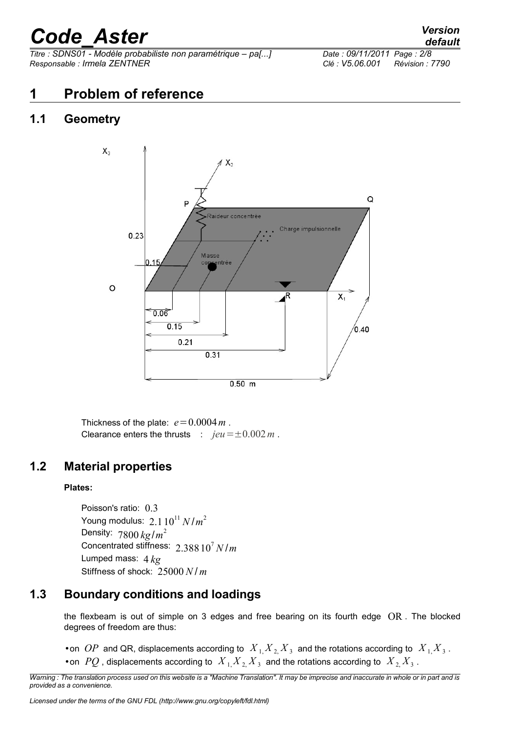# 1 Problem of reference

## 1.1 Geometry

Thickness of the plate: $e=0.0004\,m$.
Clearance enters the thrusts : $jeu=\pm 0.002\,m$.

## 1.2 Material properties

**Plates:**

Poisson's ratio: $0.3$
Young modulus: $2.1\,10^{11}\,N/m^2$
Density: $7800\,kg/m^2$
Concentrated stiffness: $2.388\,10^7\,N/m$
Lumped mass: $4\,kg$
Stiffness of shock: $25000\,N/m$

## 1.3 Boundary conditions and loadings

the flexbeam is out of simple on 3 edges and free bearing on its fourth edge $OR$. The blocked degrees of freedom are thus:

- on $OP$ and QR, displacements according to $X_1, X_2, X_3$ and the rotations according to $X_1, X_3$.
- on $PQ$, displacements according to $X_1, X_2, X_3$ and the rotations according to $X_2, X_3$.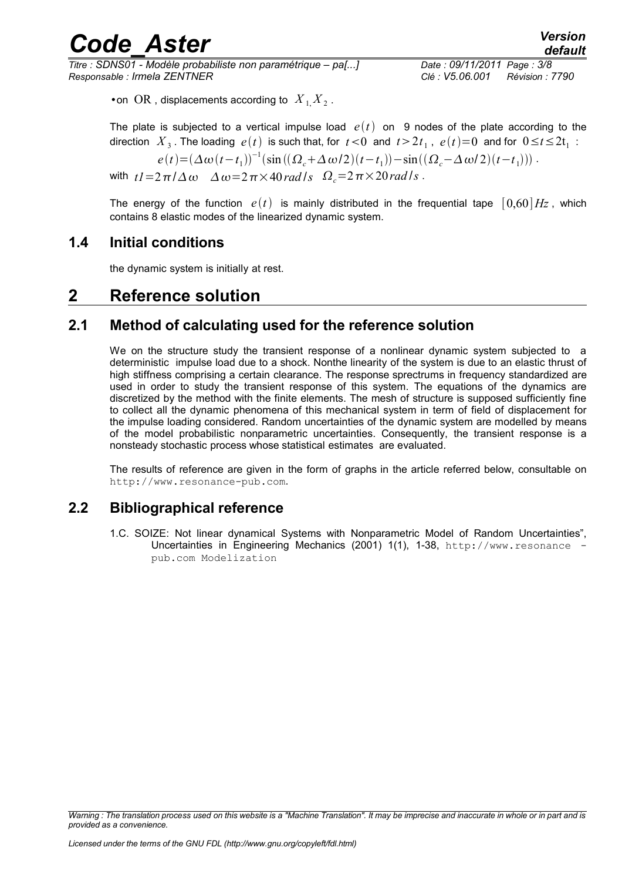- on $\mathrm{OR}$ , displacements according to $X_{1,} X_2$ .

The plate is subjected to a vertical impulse load $e(t)$ on 9 nodes of the plate according to the direction $X_3$ . The loading $e(t)$ is such that, for $t<0$ and $t>2t_1$ , $e(t)=0$ and for $0 \le t \le 2\mathrm{t}_1$ :

$$e(t)=(\Delta\omega(t-t_1))^{-1}(\sin((\Omega_c+\Delta\omega/2)(t-t_1))-\sin((\Omega_c-\Delta\omega/2)(t-t_1))) .$$

with $t1=2\pi/\Delta\omega \quad \Delta\omega=2\pi\times 40\,rad/s \quad \Omega_c=2\pi\times 20\,rad/s$ .

The energy of the function $e(t)$ is mainly distributed in the frequential tape $[0{,}60]Hz$ , which contains 8 elastic modes of the linearized dynamic system.

## 1.4 Initial conditions

the dynamic system is initially at rest.

# 2 Reference solution

## 2.1 Method of calculating used for the reference solution

We on the structure study the transient response of a nonlinear dynamic system subjected to a deterministic impulse load due to a shock. Nonthe linearity of the system is due to an elastic thrust of high stiffness comprising a certain clearance. The response sprectrums in frequency standardized are used in order to study the transient response of this system. The equations of the dynamics are discretized by the method with the finite elements. The mesh of structure is supposed sufficiently fine to collect all the dynamic phenomena of this mechanical system in term of field of displacement for the impulse loading considered. Random uncertainties of the dynamic system are modelled by means of the model probabilistic nonparametric uncertainties. Consequently, the transient response is a nonsteady stochastic process whose statistical estimates are evaluated.

The results of reference are given in the form of graphs in the article referred below, consultable on http://www.resonance-pub.com.

## 2.2 Bibliographical reference

1.C. SOIZE: Not linear dynamical Systems with Nonparametric Model of Random Uncertainties", Uncertainties in Engineering Mechanics (2001) 1(1), 1-38, http://www.resonance - pub.com Modelization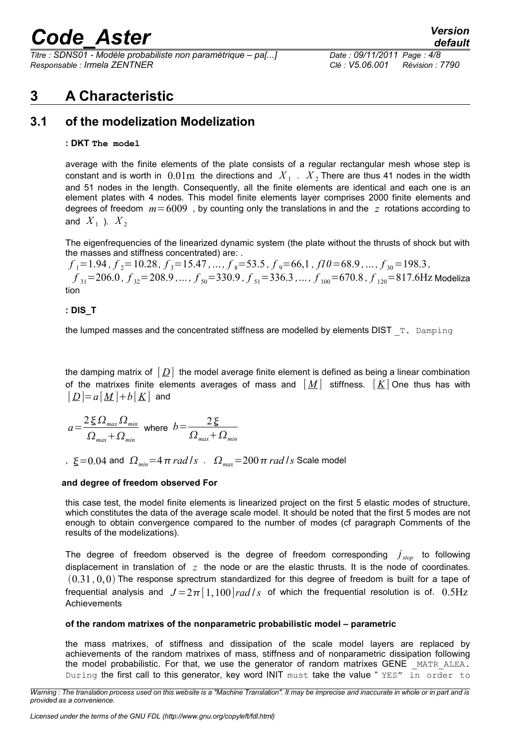# 3 A Characteristic

## 3.1 of the modelization Modelization

**: DKT The model**

average with the finite elements of the plate consists of a regular rectangular mesh whose step is constant and is worth in $0.01\text{m}$ the directions and $X_1$ . $X_2$ There are thus 41 nodes in the width and 51 nodes in the length. Consequently, all the finite elements are identical and each one is an element plates with 4 nodes. This model finite elements layer comprises 2000 finite elements and degrees of freedom $m=6009$ , by counting only the translations in and the $z$ rotations according to and $X_1$ ). $X_2$

The eigenfrequencies of the linearized dynamic system (the plate without the thrusts of shock but with the masses and stiffness concentrated) are: .

$f_1=1.94$, $f_2=10.28$, $f_3=15.47$, ..., $f_8=53.5$, $f_9=66{,}1$, $f10=68.9$, ..., $f_{30}=198.3$, $f_{31}=206.0$, $f_{32}=208.9$, ..., $f_{50}=330.9$, $f_{51}=336.3$, ..., $f_{100}=670.8$, $f_{120}=817.6\text{Hz}$ Modelization

**: DIS_T**

the lumped masses and the concentrated stiffness are modelled by elements DIST _T. Damping

the damping matrix of $[\underline{D}]$ the model average finite element is defined as being a linear combination of the matrixes finite elements averages of mass and $[\underline{M}]$ stiffness. $[\underline{K}]$ One thus has with $[\underline{D}]=a[\underline{M}]+b[\underline{K}]$ and

$$a=\frac{2\,\xi\,\Omega_{max}\,\Omega_{min}}{\Omega_{max}+\Omega_{min}} \text{ where } b=\frac{2\,\xi}{\Omega_{max}+\Omega_{min}}$$

, $\xi=0.04$ and $\Omega_{min}=4\,\pi\;rad/s$ . $\Omega_{max}=200\,\pi\;rad/s$ Scale model

**and degree of freedom observed For**

this case test, the model finite elements is linearized project on the first 5 elastic modes of structure, which constitutes the data of the average scale model. It should be noted that the first 5 modes are not enough to obtain convergence compared to the number of modes (cf paragraph Comments of the results of the modelizations).

The degree of freedom observed is the degree of freedom corresponding $j_{stop}$ to following displacement in translation of $z$ the node or are the elastic thrusts. It is the node of coordinates. $(0.31,0,0)$ The response sprectrum standardized for this degree of freedom is built for a tape of frequential analysis and $J=2\pi[1,100]\,rad/s$ of which the frequential resolution is of. $0.5\text{Hz}$ Achievements

**of the random matrixes of the nonparametric probabilistic model – parametric**

the mass matrixes, of stiffness and dissipation of the scale model layers are replaced by achievements of the random matrixes of mass, stiffness and of nonparametric dissipation following the model probabilistic. For that, we use the generator of random matrixes GENE _MATR_ALEA. During the first call to this generator, key word INIT must take the value " YES" in order to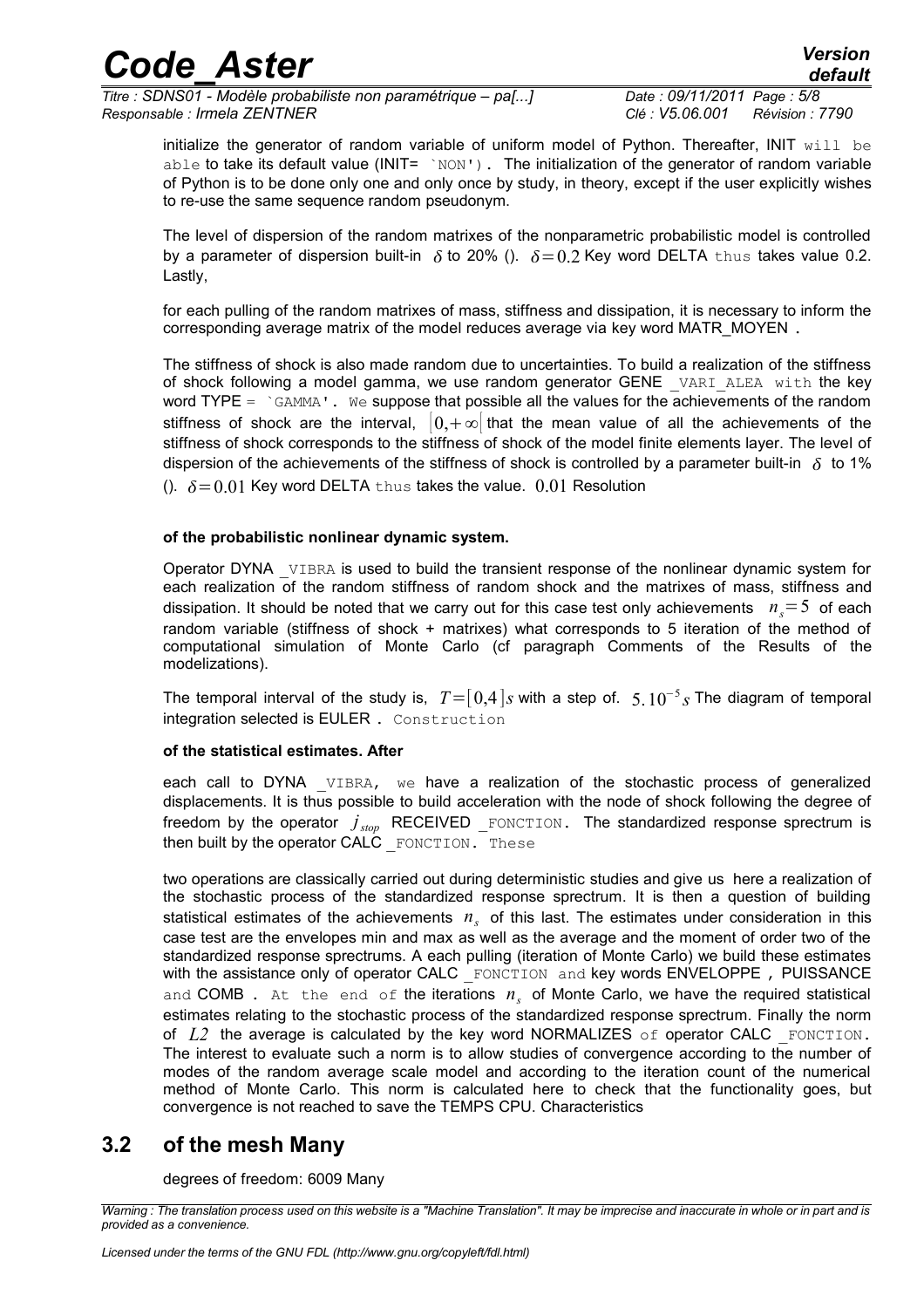initialize the generator of random variable of uniform model of Python. Thereafter, INIT will be able to take its default value (INIT= `NON'). The initialization of the generator of random variable of Python is to be done only one and only once by study, in theory, except if the user explicitly wishes to re-use the same sequence random pseudonym.

The level of dispersion of the random matrixes of the nonparametric probabilistic model is controlled by a parameter of dispersion built-in $\delta$ to 20% (). $\delta=0.2$ Key word DELTA thus takes value 0.2. Lastly,

for each pulling of the random matrixes of mass, stiffness and dissipation, it is necessary to inform the corresponding average matrix of the model reduces average via key word MATR_MOYEN .

The stiffness of shock is also made random due to uncertainties. To build a realization of the stiffness of shock following a model gamma, we use random generator GENE _VARI_ALEA with the key word TYPE = `GAMMA'. We suppose that possible all the values for the achievements of the random stiffness of shock are the interval, $[0,+\infty[$ that the mean value of all the achievements of the stiffness of shock corresponds to the stiffness of shock of the model finite elements layer. The level of dispersion of the achievements of the stiffness of shock is controlled by a parameter built-in $\delta$ to 1% (). $\delta=0.01$ Key word DELTA thus takes the value. $0.01$ Resolution

**of the probabilistic nonlinear dynamic system.**

Operator DYNA _VIBRA is used to build the transient response of the nonlinear dynamic system for each realization of the random stiffness of random shock and the matrixes of mass, stiffness and dissipation. It should be noted that we carry out for this case test only achievements $n_s=5$ of each random variable (stiffness of shock + matrixes) what corresponds to 5 iteration of the method of computational simulation of Monte Carlo (cf paragraph Comments of the Results of the modelizations).

The temporal interval of the study is, $T=[0,4]s$ with a step of. $5.10^{-5}s$ The diagram of temporal integration selected is EULER . Construction

**of the statistical estimates. After**

each call to DYNA _VIBRA, we have a realization of the stochastic process of generalized displacements. It is thus possible to build acceleration with the node of shock following the degree of freedom by the operator $j_{stop}$ RECEIVED _FONCTION. The standardized response sprectrum is then built by the operator CALC _FONCTION. These

two operations are classically carried out during deterministic studies and give us here a realization of the stochastic process of the standardized response sprectrum. It is then a question of building statistical estimates of the achievements $n_s$ of this last. The estimates under consideration in this case test are the envelopes min and max as well as the average and the moment of order two of the standardized response sprectrums. A each pulling (iteration of Monte Carlo) we build these estimates with the assistance only of operator CALC _FONCTION and key words ENVELOPPE , PUISSANCE and COMB . At the end of the iterations $n_s$ of Monte Carlo, we have the required statistical estimates relating to the stochastic process of the standardized response sprectrum. Finally the norm of $L2$ the average is calculated by the key word NORMALIZES of operator CALC _FONCTION. The interest to evaluate such a norm is to allow studies of convergence according to the number of modes of the random average scale model and according to the iteration count of the numerical method of Monte Carlo. This norm is calculated here to check that the functionality goes, but convergence is not reached to save the TEMPS CPU. Characteristics

## 3.2 of the mesh Many

degrees of freedom: 6009 Many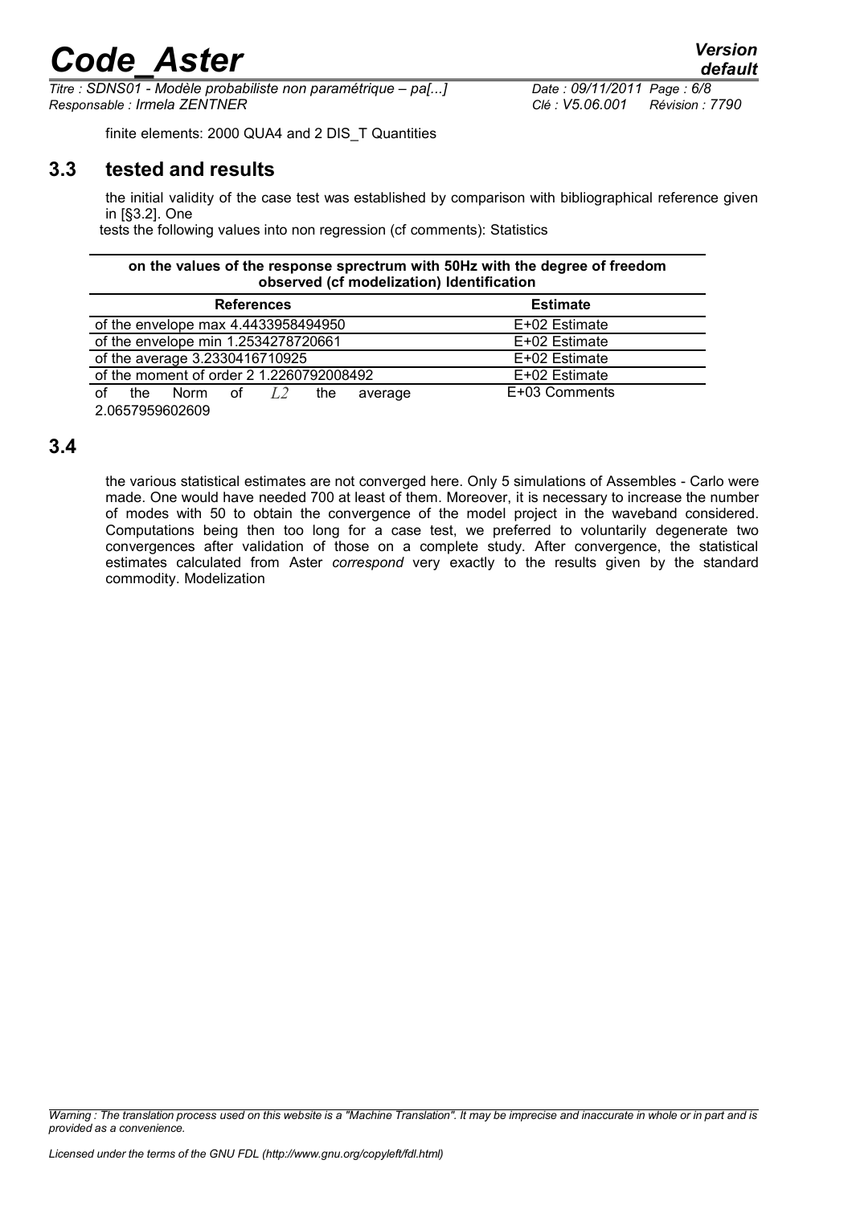finite elements: 2000 QUA4 and 2 DIS_T Quantities

## 3.3 tested and results

the initial validity of the case test was established by comparison with bibliographical reference given in [§3.2]. One

tests the following values into non regression (cf comments): Statistics

| **on the values of the response sprectrum with 50Hz with the degree of freedom observed (cf modelization) Identification** | |
|---|---|
| **References** | **Estimate** |
| of the envelope max 4.4433958494950 | E+02 Estimate |
| of the envelope min 1.2534278720661 | E+02 Estimate |
| of the average 3.2330416710925 | E+02 Estimate |
| of the moment of order 2 1.2260792008492 | E+02 Estimate |
| of the Norm of $L2$ the average 2.0657959602609 | E+03 Comments |

## 3.4

the various statistical estimates are not converged here. Only 5 simulations of Assembles - Carlo were made. One would have needed 700 at least of them. Moreover, it is necessary to increase the number of modes with 50 to obtain the convergence of the model project in the waveband considered. Computations being then too long for a case test, we preferred to voluntarily degenerate two convergences after validation of those on a complete study. After convergence, the statistical estimates calculated from Aster *correspond* very exactly to the results given by the standard commodity. Modelization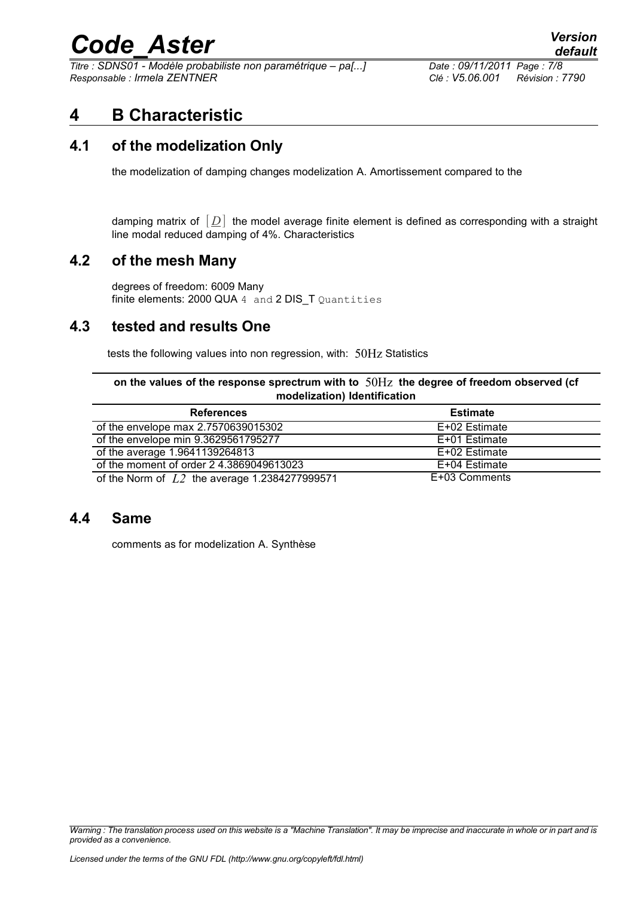// Filename: sdns01-page7.md
# 4 B Characteristic

## 4.1 of the modelization Only

the modelization of damping changes modelization A. Amortissement compared to the

damping matrix of $[D]$ the model average finite element is defined as corresponding with a straight line modal reduced damping of 4%. Characteristics

## 4.2 of the mesh Many

degrees of freedom: 6009 Many
finite elements: 2000 QUA 4 and 2 DIS_T Quantities

## 4.3 tested and results One

tests the following values into non regression, with: $50\mathrm{Hz}$ Statistics

**on the values of the response sprectrum with to $50\mathrm{Hz}$ the degree of freedom observed (cf modelization) Identification**

| References | Estimate |
|---|---|
| of the envelope max 2.7570639015302 | E+02 Estimate |
| of the envelope min 9.3629561795277 | E+01 Estimate |
| of the average 1.9641139264813 | E+02 Estimate |
| of the moment of order 2 4.3869049613023 | E+04 Estimate |
| of the Norm of $L2$ the average 1.2384277999571 | E+03 Comments |

## 4.4 Same

comments as for modelization A. Synthèse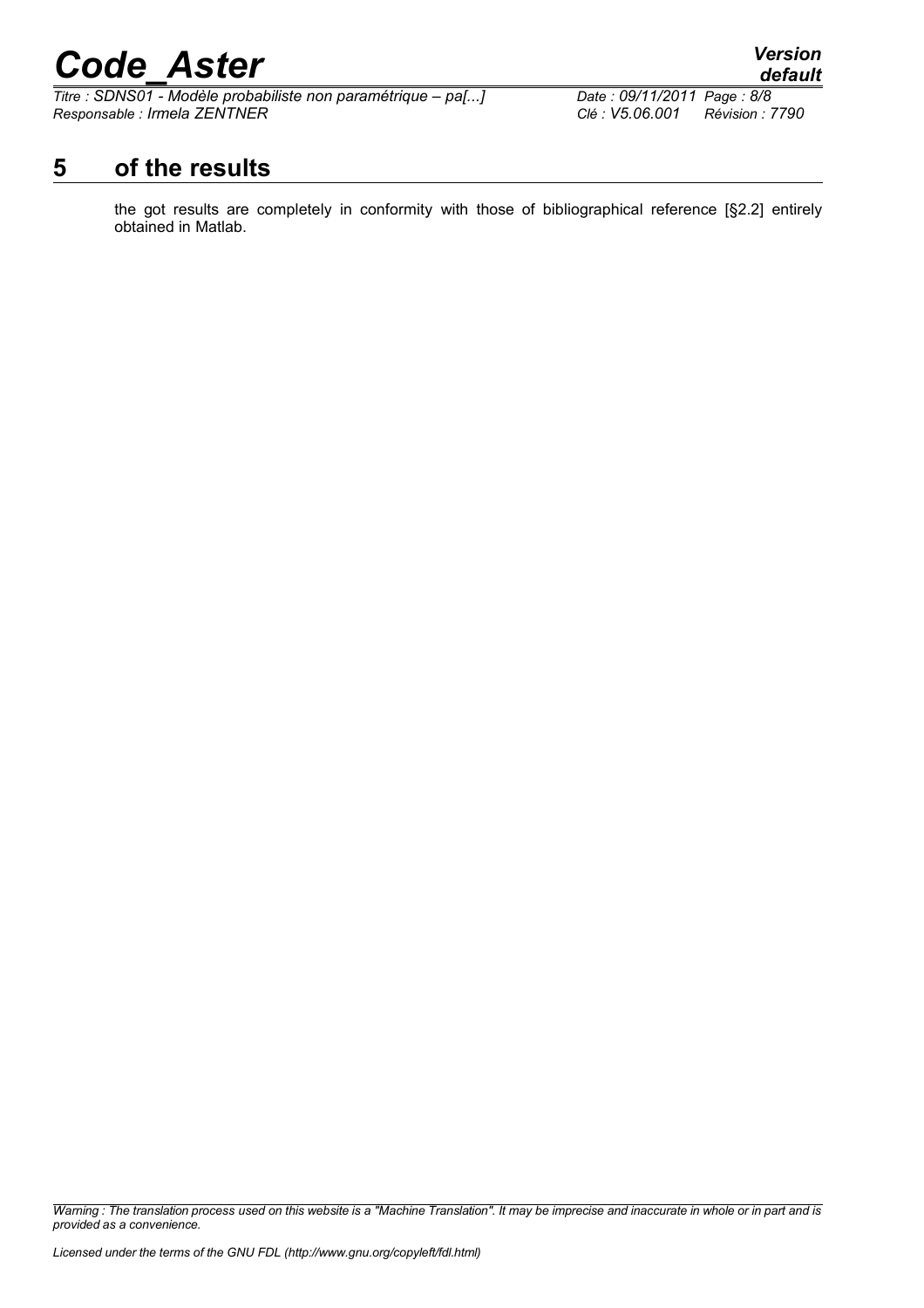# 5 of the results

the got results are completely in conformity with those of bibliographical reference [§2.2] entirely obtained in Matlab.